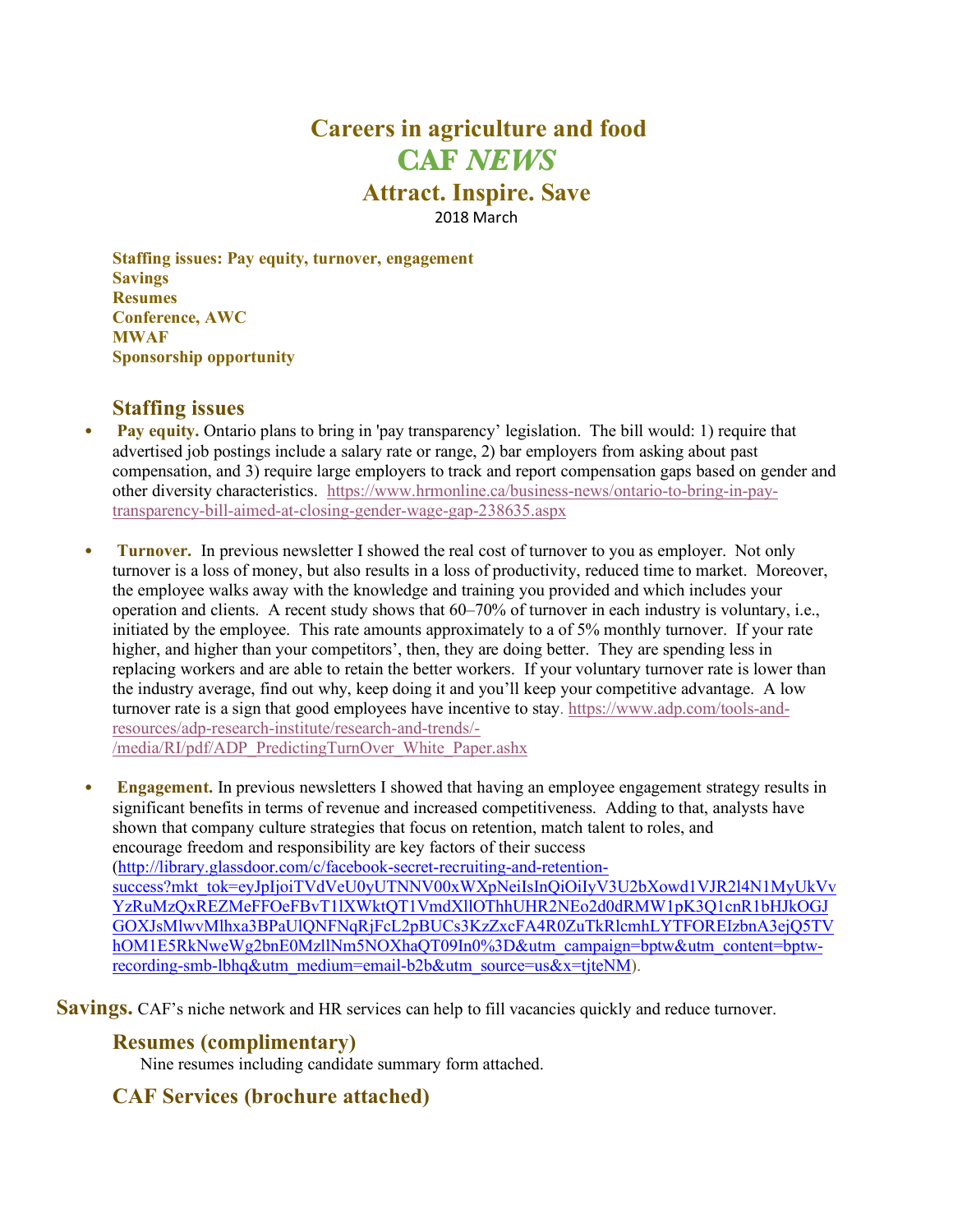# Careers in agriculture and food

# CAF *NEWS*

## Attract. Inspire. Save

2018 March

**Staffing issues: Pay equity, turnover, engagement**
**Savings**
**Resumes**
**Conference, AWC**
**MWAF**
**Sponsorship opportunity**

## Staffing issues

- **Pay equity.** Ontario plans to bring in 'pay transparency' legislation. The bill would: 1) require that advertised job postings include a salary rate or range, 2) bar employers from asking about past compensation, and 3) require large employers to track and report compensation gaps based on gender and other diversity characteristics. https://www.hrmonline.ca/business-news/ontario-to-bring-in-pay-transparency-bill-aimed-at-closing-gender-wage-gap-238635.aspx

- **Turnover.** In previous newsletter I showed the real cost of turnover to you as employer. Not only turnover is a loss of money, but also results in a loss of productivity, reduced time to market. Moreover, the employee walks away with the knowledge and training you provided and which includes your operation and clients. A recent study shows that 60–70% of turnover in each industry is voluntary, i.e., initiated by the employee. This rate amounts approximately to a of 5% monthly turnover. If your rate higher, and higher than your competitors', then, they are doing better. They are spending less in replacing workers and are able to retain the better workers. If your voluntary turnover rate is lower than the industry average, find out why, keep doing it and you'll keep your competitive advantage. A low turnover rate is a sign that good employees have incentive to stay. https://www.adp.com/tools-and-resources/adp-research-institute/research-and-trends/-/media/RI/pdf/ADP_PredictingTurnOver_White_Paper.ashx

- **Engagement.** In previous newsletters I showed that having an employee engagement strategy results in significant benefits in terms of revenue and increased competitiveness. Adding to that, analysts have shown that company culture strategies that focus on retention, match talent to roles, and encourage freedom and responsibility are key factors of their success (http://library.glassdoor.com/c/facebook-secret-recruiting-and-retention-success?mkt_tok=eyJpIjoiTVdVeU0yUTNNV00xWXpNeiIsInQiOiIyV3U2bXowd1VJR2l4N1MyUkVvYzRuMzQxREZMeFFOeFBvT1lXWktQT1VmdXllOThhUHR2NEo2d0dRMW1pK3Q1cnR1bHJkOGJGOXJsMlwvMlhxa3BPaUlQNFNqRjFcL2pBUCs3KzZxcFA4R0ZuTkRlcmhLYTFOREIzbnA3ejQ5TVhOM1E5RkNweWg2bnE0MzllNm5NOXhaQT09In0%3D&utm_campaign=bptw&utm_content=bptw-recording-smb-lbhq&utm_medium=email-b2b&utm_source=us&x=tjteNM).

**Savings.** CAF's niche network and HR services can help to fill vacancies quickly and reduce turnover.

## Resumes (complimentary)

Nine resumes including candidate summary form attached.

## CAF Services (brochure attached)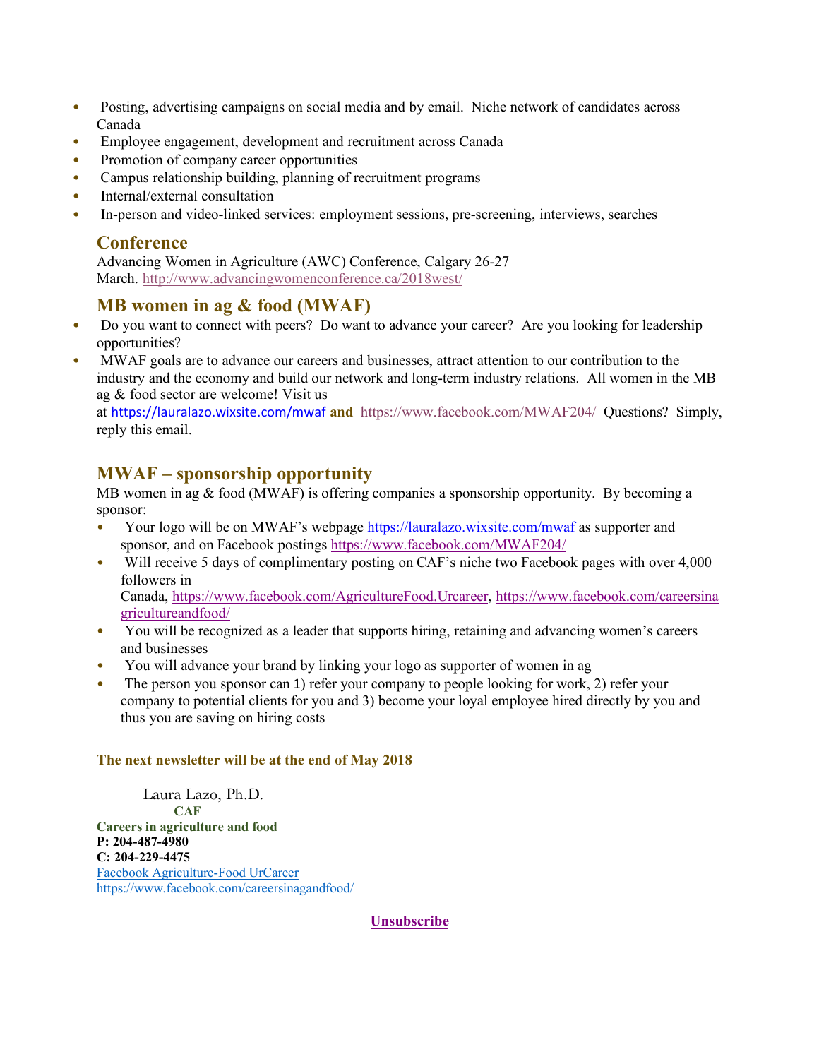- Posting, advertising campaigns on social media and by email. Niche network of candidates across Canada
- Employee engagement, development and recruitment across Canada
- Promotion of company career opportunities
- Campus relationship building, planning of recruitment programs
- Internal/external consultation
- In-person and video-linked services: employment sessions, pre-screening, interviews, searches

## Conference

Advancing Women in Agriculture (AWC) Conference, Calgary 26-27 March. http://www.advancingwomenconference.ca/2018west/

## MB women in ag & food (MWAF)

- Do you want to connect with peers? Do want to advance your career? Are you looking for leadership opportunities?
- MWAF goals are to advance our careers and businesses, attract attention to our contribution to the industry and the economy and build our network and long-term industry relations. All women in the MB ag & food sector are welcome! Visit us at https://lauralazo.wixsite.com/mwaf **and** https://www.facebook.com/MWAF204/ Questions? Simply, reply this email.

## MWAF – sponsorship opportunity

MB women in ag & food (MWAF) is offering companies a sponsorship opportunity. By becoming a sponsor:

- Your logo will be on MWAF's webpage https://lauralazo.wixsite.com/mwaf as supporter and sponsor, and on Facebook postings https://www.facebook.com/MWAF204/
- Will receive 5 days of complimentary posting on CAF's niche two Facebook pages with over 4,000 followers in Canada, https://www.facebook.com/AgricultureFood.Urcareer, https://www.facebook.com/careersinagricultureandfood/
- You will be recognized as a leader that supports hiring, retaining and advancing women's careers and businesses
- You will advance your brand by linking your logo as supporter of women in ag
- The person you sponsor can 1) refer your company to people looking for work, 2) refer your company to potential clients for you and 3) become your loyal employee hired directly by you and thus you are saving on hiring costs

**The next newsletter will be at the end of May 2018**

Laura Lazo, Ph.D.
**CAF**
**Careers in agriculture and food**
**P: 204-487-4980**
**C: 204-229-4475**
Facebook Agriculture-Food UrCareer
https://www.facebook.com/careersinagandfood/

**Unsubscribe**